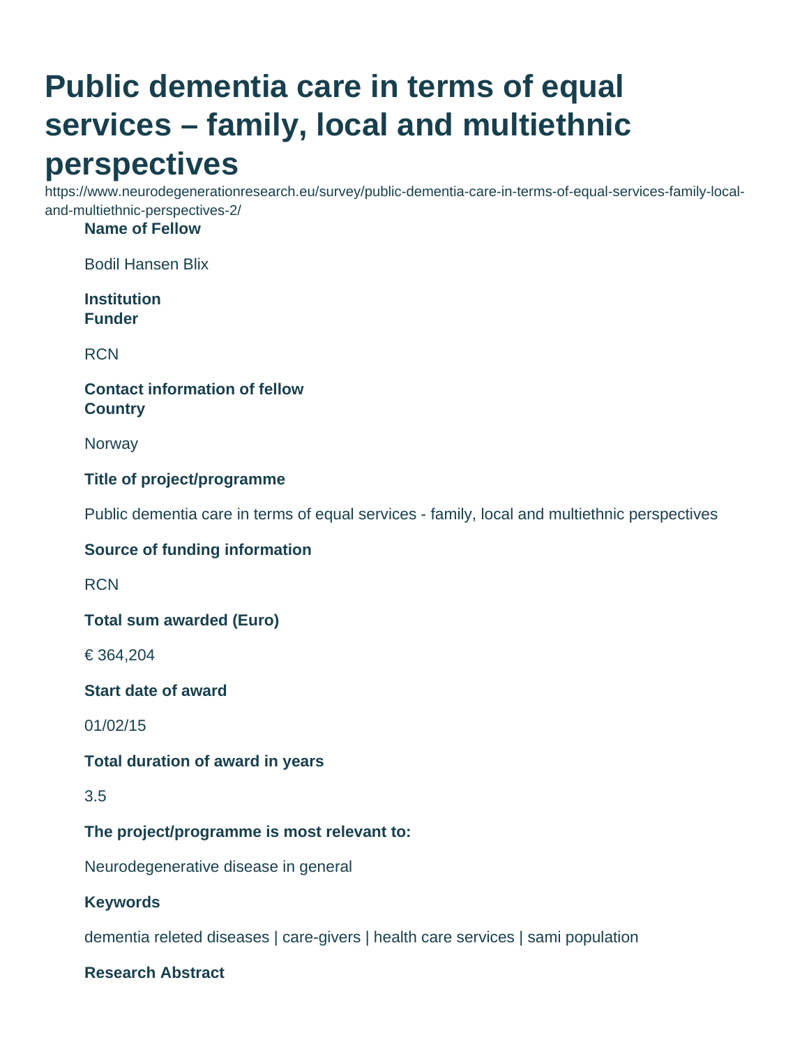# Public dementia care in terms of equal services – family, local and multiethnic perspectives

https://www.neurodegenerationresearch.eu/survey/public-dementia-care-in-terms-of-equal-services-family-local-and-multiethnic-perspectives-2/

**Name of Fellow**

Bodil Hansen Blix

**Institution**

**Funder**

RCN

**Contact information of fellow**

**Country**

Norway

**Title of project/programme**

Public dementia care in terms of equal services - family, local and multiethnic perspectives

**Source of funding information**

RCN

**Total sum awarded (Euro)**

€ 364,204

**Start date of award**

01/02/15

**Total duration of award in years**

3.5

**The project/programme is most relevant to:**

Neurodegenerative disease in general

**Keywords**

dementia releted diseases | care-givers | health care services | sami population

**Research Abstract**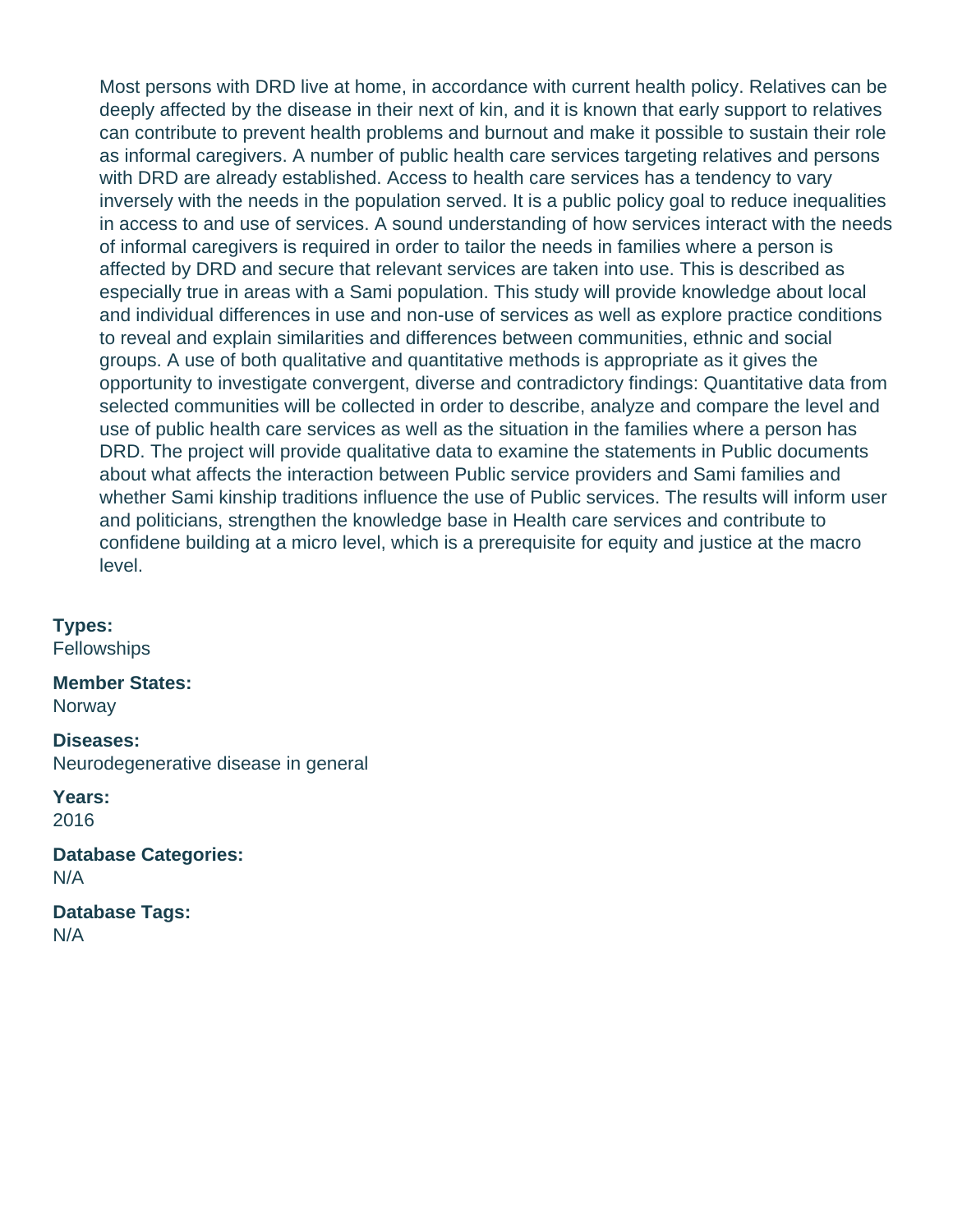Most persons with DRD live at home, in accordance with current health policy. Relatives can be deeply affected by the disease in their next of kin, and it is known that early support to relatives can contribute to prevent health problems and burnout and make it possible to sustain their role as informal caregivers. A number of public health care services targeting relatives and persons with DRD are already established. Access to health care services has a tendency to vary inversely with the needs in the population served. It is a public policy goal to reduce inequalities in access to and use of services. A sound understanding of how services interact with the needs of informal caregivers is required in order to tailor the needs in families where a person is affected by DRD and secure that relevant services are taken into use. This is described as especially true in areas with a Sami population. This study will provide knowledge about local and individual differences in use and non-use of services as well as explore practice conditions to reveal and explain similarities and differences between communities, ethnic and social groups. A use of both qualitative and quantitative methods is appropriate as it gives the opportunity to investigate convergent, diverse and contradictory findings: Quantitative data from selected communities will be collected in order to describe, analyze and compare the level and use of public health care services as well as the situation in the families where a person has DRD. The project will provide qualitative data to examine the statements in Public documents about what affects the interaction between Public service providers and Sami families and whether Sami kinship traditions influence the use of Public services. The results will inform user and politicians, strengthen the knowledge base in Health care services and contribute to confidene building at a micro level, which is a prerequisite for equity and justice at the macro level.

**Types:**
Fellowships

**Member States:**
Norway

**Diseases:**
Neurodegenerative disease in general

**Years:**
2016

**Database Categories:**
N/A

**Database Tags:**
N/A